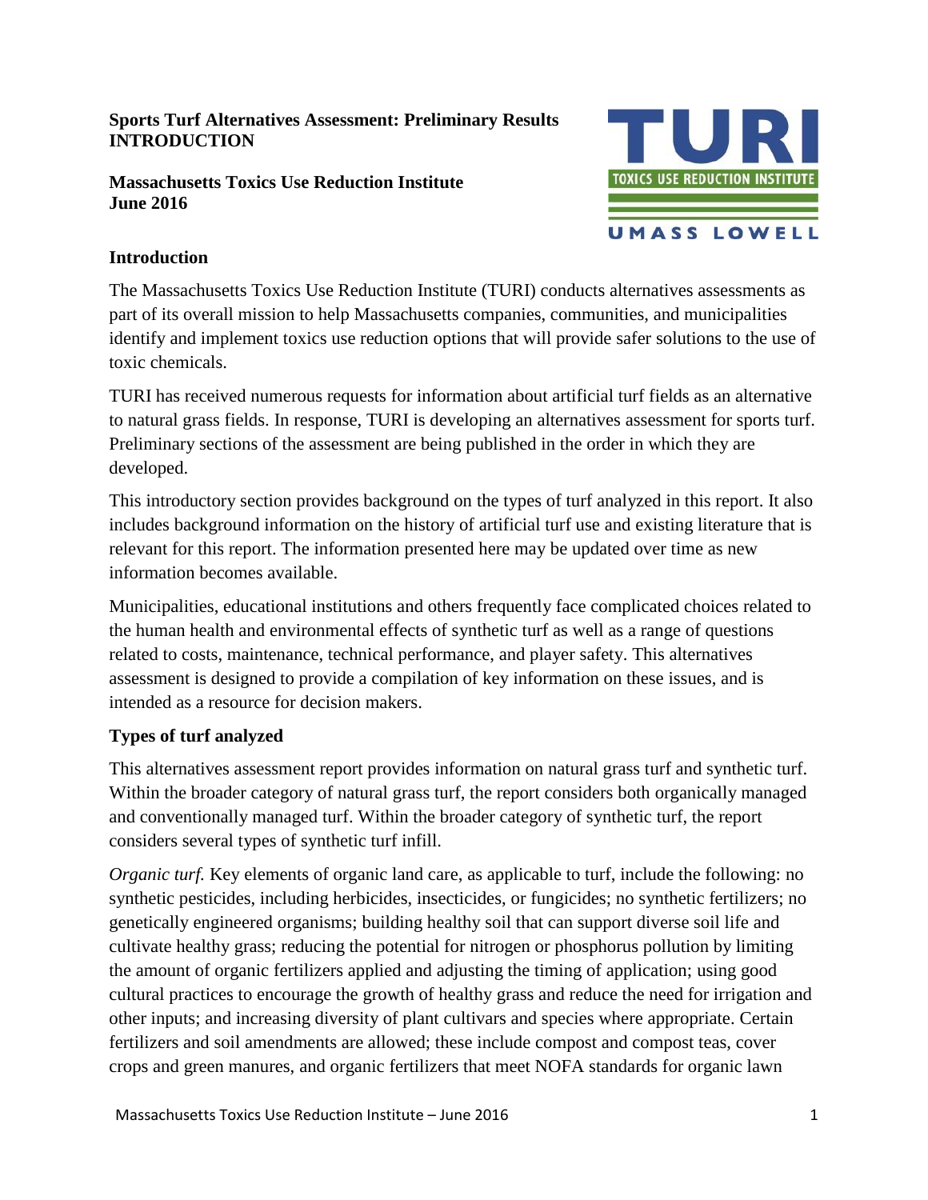**Sports Turf Alternatives Assessment: Preliminary Results**
**INTRODUCTION**

**Massachusetts Toxics Use Reduction Institute**
**June 2016**

## Introduction

The Massachusetts Toxics Use Reduction Institute (TURI) conducts alternatives assessments as part of its overall mission to help Massachusetts companies, communities, and municipalities identify and implement toxics use reduction options that will provide safer solutions to the use of toxic chemicals.

TURI has received numerous requests for information about artificial turf fields as an alternative to natural grass fields. In response, TURI is developing an alternatives assessment for sports turf. Preliminary sections of the assessment are being published in the order in which they are developed.

This introductory section provides background on the types of turf analyzed in this report. It also includes background information on the history of artificial turf use and existing literature that is relevant for this report. The information presented here may be updated over time as new information becomes available.

Municipalities, educational institutions and others frequently face complicated choices related to the human health and environmental effects of synthetic turf as well as a range of questions related to costs, maintenance, technical performance, and player safety. This alternatives assessment is designed to provide a compilation of key information on these issues, and is intended as a resource for decision makers.

## Types of turf analyzed

This alternatives assessment report provides information on natural grass turf and synthetic turf. Within the broader category of natural grass turf, the report considers both organically managed and conventionally managed turf. Within the broader category of synthetic turf, the report considers several types of synthetic turf infill.

*Organic turf.* Key elements of organic land care, as applicable to turf, include the following: no synthetic pesticides, including herbicides, insecticides, or fungicides; no synthetic fertilizers; no genetically engineered organisms; building healthy soil that can support diverse soil life and cultivate healthy grass; reducing the potential for nitrogen or phosphorus pollution by limiting the amount of organic fertilizers applied and adjusting the timing of application; using good cultural practices to encourage the growth of healthy grass and reduce the need for irrigation and other inputs; and increasing diversity of plant cultivars and species where appropriate. Certain fertilizers and soil amendments are allowed; these include compost and compost teas, cover crops and green manures, and organic fertilizers that meet NOFA standards for organic lawn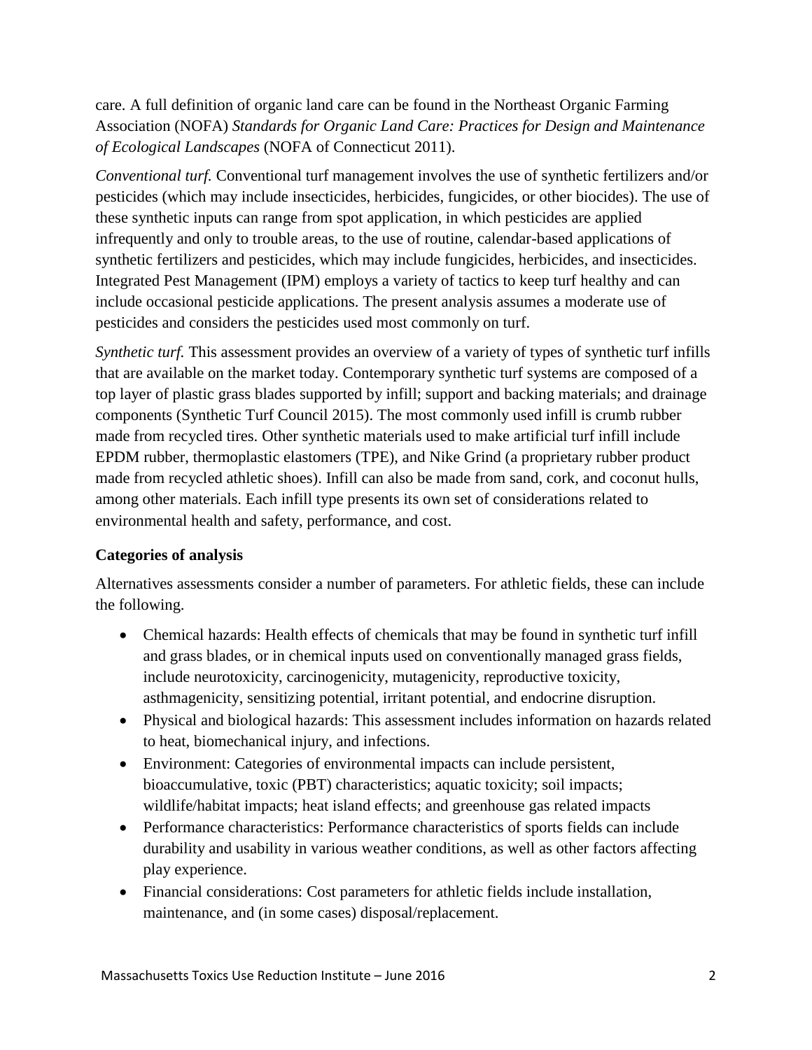care. A full definition of organic land care can be found in the Northeast Organic Farming Association (NOFA) *Standards for Organic Land Care: Practices for Design and Maintenance of Ecological Landscapes* (NOFA of Connecticut 2011).

*Conventional turf.* Conventional turf management involves the use of synthetic fertilizers and/or pesticides (which may include insecticides, herbicides, fungicides, or other biocides). The use of these synthetic inputs can range from spot application, in which pesticides are applied infrequently and only to trouble areas, to the use of routine, calendar-based applications of synthetic fertilizers and pesticides, which may include fungicides, herbicides, and insecticides. Integrated Pest Management (IPM) employs a variety of tactics to keep turf healthy and can include occasional pesticide applications. The present analysis assumes a moderate use of pesticides and considers the pesticides used most commonly on turf.

*Synthetic turf.* This assessment provides an overview of a variety of types of synthetic turf infills that are available on the market today. Contemporary synthetic turf systems are composed of a top layer of plastic grass blades supported by infill; support and backing materials; and drainage components (Synthetic Turf Council 2015). The most commonly used infill is crumb rubber made from recycled tires. Other synthetic materials used to make artificial turf infill include EPDM rubber, thermoplastic elastomers (TPE), and Nike Grind (a proprietary rubber product made from recycled athletic shoes). Infill can also be made from sand, cork, and coconut hulls, among other materials. Each infill type presents its own set of considerations related to environmental health and safety, performance, and cost.

**Categories of analysis**

Alternatives assessments consider a number of parameters. For athletic fields, these can include the following.

- Chemical hazards: Health effects of chemicals that may be found in synthetic turf infill and grass blades, or in chemical inputs used on conventionally managed grass fields, include neurotoxicity, carcinogenicity, mutagenicity, reproductive toxicity, asthmagenicity, sensitizing potential, irritant potential, and endocrine disruption.
- Physical and biological hazards: This assessment includes information on hazards related to heat, biomechanical injury, and infections.
- Environment: Categories of environmental impacts can include persistent, bioaccumulative, toxic (PBT) characteristics; aquatic toxicity; soil impacts; wildlife/habitat impacts; heat island effects; and greenhouse gas related impacts
- Performance characteristics: Performance characteristics of sports fields can include durability and usability in various weather conditions, as well as other factors affecting play experience.
- Financial considerations: Cost parameters for athletic fields include installation, maintenance, and (in some cases) disposal/replacement.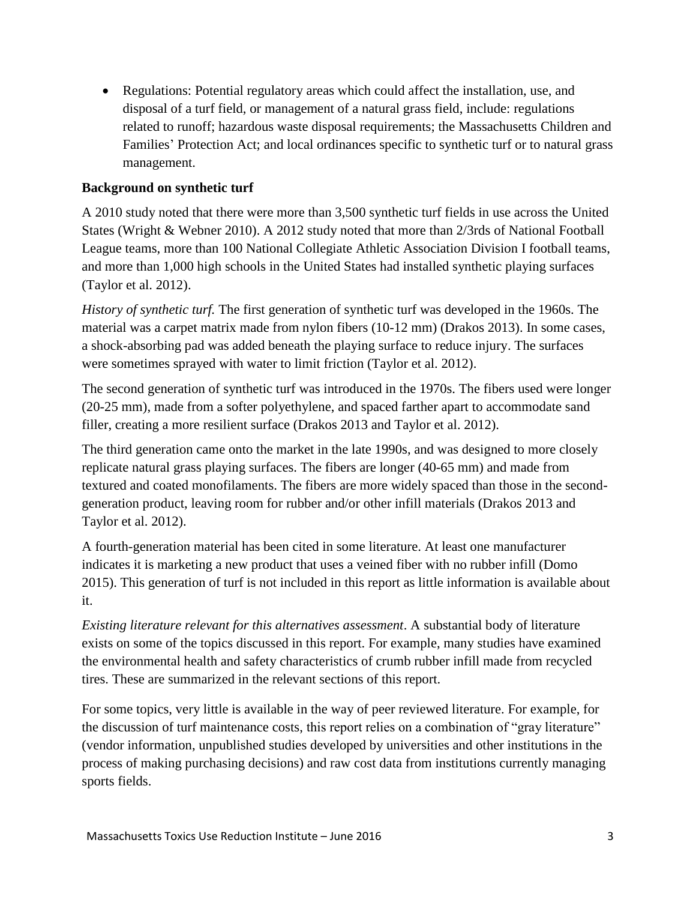- Regulations: Potential regulatory areas which could affect the installation, use, and disposal of a turf field, or management of a natural grass field, include: regulations related to runoff; hazardous waste disposal requirements; the Massachusetts Children and Families' Protection Act; and local ordinances specific to synthetic turf or to natural grass management.

**Background on synthetic turf**

A 2010 study noted that there were more than 3,500 synthetic turf fields in use across the United States (Wright & Webner 2010). A 2012 study noted that more than 2/3rds of National Football League teams, more than 100 National Collegiate Athletic Association Division I football teams, and more than 1,000 high schools in the United States had installed synthetic playing surfaces (Taylor et al. 2012).

*History of synthetic turf.* The first generation of synthetic turf was developed in the 1960s. The material was a carpet matrix made from nylon fibers (10-12 mm) (Drakos 2013). In some cases, a shock-absorbing pad was added beneath the playing surface to reduce injury. The surfaces were sometimes sprayed with water to limit friction (Taylor et al. 2012).

The second generation of synthetic turf was introduced in the 1970s. The fibers used were longer (20-25 mm), made from a softer polyethylene, and spaced farther apart to accommodate sand filler, creating a more resilient surface (Drakos 2013 and Taylor et al. 2012).

The third generation came onto the market in the late 1990s, and was designed to more closely replicate natural grass playing surfaces. The fibers are longer (40-65 mm) and made from textured and coated monofilaments. The fibers are more widely spaced than those in the second-generation product, leaving room for rubber and/or other infill materials (Drakos 2013 and Taylor et al. 2012).

A fourth-generation material has been cited in some literature. At least one manufacturer indicates it is marketing a new product that uses a veined fiber with no rubber infill (Domo 2015). This generation of turf is not included in this report as little information is available about it.

*Existing literature relevant for this alternatives assessment*. A substantial body of literature exists on some of the topics discussed in this report. For example, many studies have examined the environmental health and safety characteristics of crumb rubber infill made from recycled tires. These are summarized in the relevant sections of this report.

For some topics, very little is available in the way of peer reviewed literature. For example, for the discussion of turf maintenance costs, this report relies on a combination of "gray literature" (vendor information, unpublished studies developed by universities and other institutions in the process of making purchasing decisions) and raw cost data from institutions currently managing sports fields.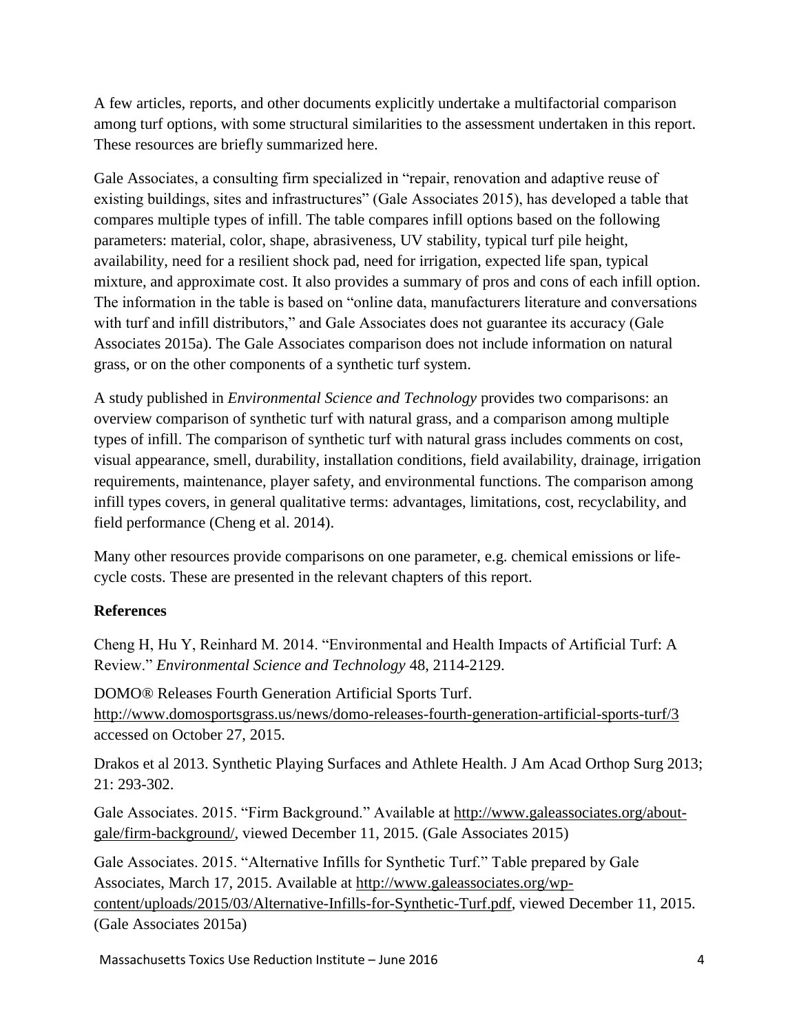A few articles, reports, and other documents explicitly undertake a multifactorial comparison among turf options, with some structural similarities to the assessment undertaken in this report. These resources are briefly summarized here.

Gale Associates, a consulting firm specialized in "repair, renovation and adaptive reuse of existing buildings, sites and infrastructures" (Gale Associates 2015), has developed a table that compares multiple types of infill. The table compares infill options based on the following parameters: material, color, shape, abrasiveness, UV stability, typical turf pile height, availability, need for a resilient shock pad, need for irrigation, expected life span, typical mixture, and approximate cost. It also provides a summary of pros and cons of each infill option. The information in the table is based on "online data, manufacturers literature and conversations with turf and infill distributors," and Gale Associates does not guarantee its accuracy (Gale Associates 2015a). The Gale Associates comparison does not include information on natural grass, or on the other components of a synthetic turf system.

A study published in *Environmental Science and Technology* provides two comparisons: an overview comparison of synthetic turf with natural grass, and a comparison among multiple types of infill. The comparison of synthetic turf with natural grass includes comments on cost, visual appearance, smell, durability, installation conditions, field availability, drainage, irrigation requirements, maintenance, player safety, and environmental functions. The comparison among infill types covers, in general qualitative terms: advantages, limitations, cost, recyclability, and field performance (Cheng et al. 2014).

Many other resources provide comparisons on one parameter, e.g. chemical emissions or life-cycle costs. These are presented in the relevant chapters of this report.

**References**

Cheng H, Hu Y, Reinhard M. 2014. "Environmental and Health Impacts of Artificial Turf: A Review." *Environmental Science and Technology* 48, 2114-2129.

DOMO® Releases Fourth Generation Artificial Sports Turf. http://www.domosportsgrass.us/news/domo-releases-fourth-generation-artificial-sports-turf/3 accessed on October 27, 2015.

Drakos et al 2013. Synthetic Playing Surfaces and Athlete Health. J Am Acad Orthop Surg 2013; 21: 293-302.

Gale Associates. 2015. "Firm Background." Available at http://www.galeassociates.org/about-gale/firm-background/, viewed December 11, 2015. (Gale Associates 2015)

Gale Associates. 2015. "Alternative Infills for Synthetic Turf." Table prepared by Gale Associates, March 17, 2015. Available at http://www.galeassociates.org/wp-content/uploads/2015/03/Alternative-Infills-for-Synthetic-Turf.pdf, viewed December 11, 2015. (Gale Associates 2015a)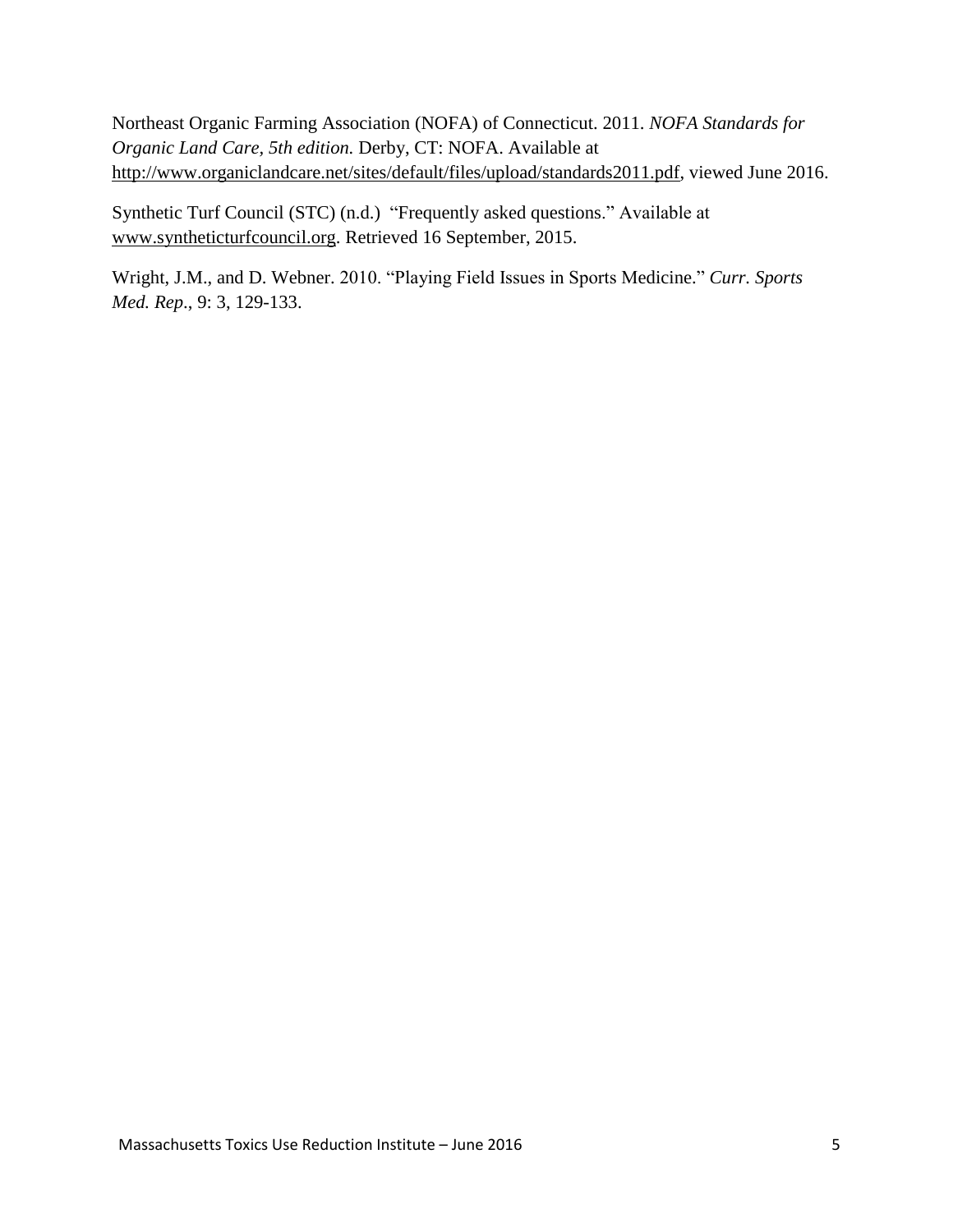Northeast Organic Farming Association (NOFA) of Connecticut. 2011. *NOFA Standards for Organic Land Care, 5th edition.* Derby, CT: NOFA. Available at http://www.organiclandcare.net/sites/default/files/upload/standards2011.pdf, viewed June 2016.

Synthetic Turf Council (STC) (n.d.) "Frequently asked questions." Available at www.syntheticturfcouncil.org. Retrieved 16 September, 2015.

Wright, J.M., and D. Webner. 2010. "Playing Field Issues in Sports Medicine." *Curr. Sports Med. Rep*., 9: 3, 129-133.